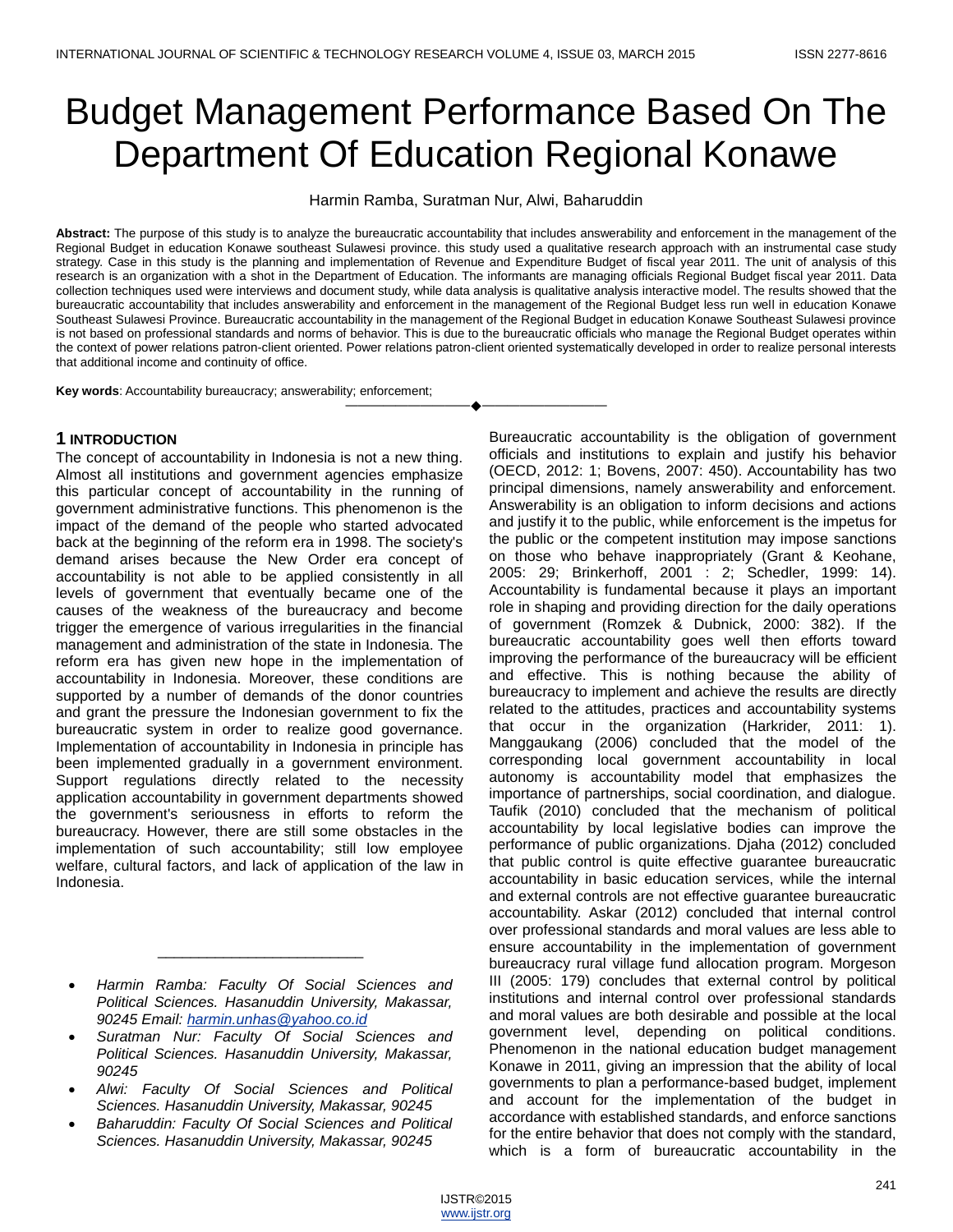# Budget Management Performance Based On The Department Of Education Regional Konawe

Harmin Ramba, Suratman Nur, Alwi, Baharuddin

**Abstract:** The purpose of this study is to analyze the bureaucratic accountability that includes answerability and enforcement in the management of the Regional Budget in education Konawe southeast Sulawesi province. this study used a qualitative research approach with an instrumental case study strategy. Case in this study is the planning and implementation of Revenue and Expenditure Budget of fiscal year 2011. The unit of analysis of this research is an organization with a shot in the Department of Education. The informants are managing officials Regional Budget fiscal year 2011. Data collection techniques used were interviews and document study, while data analysis is qualitative analysis interactive model. The results showed that the bureaucratic accountability that includes answerability and enforcement in the management of the Regional Budget less run well in education Konawe Southeast Sulawesi Province. Bureaucratic accountability in the management of the Regional Budget in education Konawe Southeast Sulawesi province is not based on professional standards and norms of behavior. This is due to the bureaucratic officials who manage the Regional Budget operates within the context of power relations patron-client oriented. Power relations patron-client oriented systematically developed in order to realize personal interests that additional income and continuity of office.

**Key words**: Accountability bureaucracy; answerability; enforcement;

## 1 INTRODUCTION

The concept of accountability in Indonesia is not a new thing. Almost all institutions and government agencies emphasize this particular concept of accountability in the running of government administrative functions. This phenomenon is the impact of the demand of the people who started advocated back at the beginning of the reform era in 1998. The society's demand arises because the New Order era concept of accountability is not able to be applied consistently in all levels of government that eventually became one of the causes of the weakness of the bureaucracy and become trigger the emergence of various irregularities in the financial management and administration of the state in Indonesia. The reform era has given new hope in the implementation of accountability in Indonesia. Moreover, these conditions are supported by a number of demands of the donor countries and grant the pressure the Indonesian government to fix the bureaucratic system in order to realize good governance. Implementation of accountability in Indonesia in principle has been implemented gradually in a government environment. Support regulations directly related to the necessity application accountability in government departments showed the government's seriousness in efforts to reform the bureaucracy. However, there are still some obstacles in the implementation of such accountability; still low employee welfare, cultural factors, and lack of application of the law in Indonesia.

- *Harmin Ramba: Faculty Of Social Sciences and Political Sciences. Hasanuddin University, Makassar, 90245 Email: harmin.unhas@yahoo.co.id*
- *Suratman Nur: Faculty Of Social Sciences and Political Sciences. Hasanuddin University, Makassar, 90245*
- *Alwi: Faculty Of Social Sciences and Political Sciences. Hasanuddin University, Makassar, 90245*
- *Baharuddin: Faculty Of Social Sciences and Political Sciences. Hasanuddin University, Makassar, 90245*

Bureaucratic accountability is the obligation of government officials and institutions to explain and justify his behavior (OECD, 2012: 1; Bovens, 2007: 450). Accountability has two principal dimensions, namely answerability and enforcement. Answerability is an obligation to inform decisions and actions and justify it to the public, while enforcement is the impetus for the public or the competent institution may impose sanctions on those who behave inappropriately (Grant & Keohane, 2005: 29; Brinkerhoff, 2001 : 2; Schedler, 1999: 14). Accountability is fundamental because it plays an important role in shaping and providing direction for the daily operations of government (Romzek & Dubnick, 2000: 382). If the bureaucratic accountability goes well then efforts toward improving the performance of the bureaucracy will be efficient and effective. This is nothing because the ability of bureaucracy to implement and achieve the results are directly related to the attitudes, practices and accountability systems that occur in the organization (Harkrider, 2011: 1). Manggaukang (2006) concluded that the model of the corresponding local government accountability in local autonomy is accountability model that emphasizes the importance of partnerships, social coordination, and dialogue. Taufik (2010) concluded that the mechanism of political accountability by local legislative bodies can improve the performance of public organizations. Djaha (2012) concluded that public control is quite effective guarantee bureaucratic accountability in basic education services, while the internal and external controls are not effective guarantee bureaucratic accountability. Askar (2012) concluded that internal control over professional standards and moral values are less able to ensure accountability in the implementation of government bureaucracy rural village fund allocation program. Morgeson III (2005: 179) concludes that external control by political institutions and internal control over professional standards and moral values are both desirable and possible at the local government level, depending on political conditions. Phenomenon in the national education budget management Konawe in 2011, giving an impression that the ability of local governments to plan a performance-based budget, implement and account for the implementation of the budget in accordance with established standards, and enforce sanctions for the entire behavior that does not comply with the standard, which is a form of bureaucratic accountability in the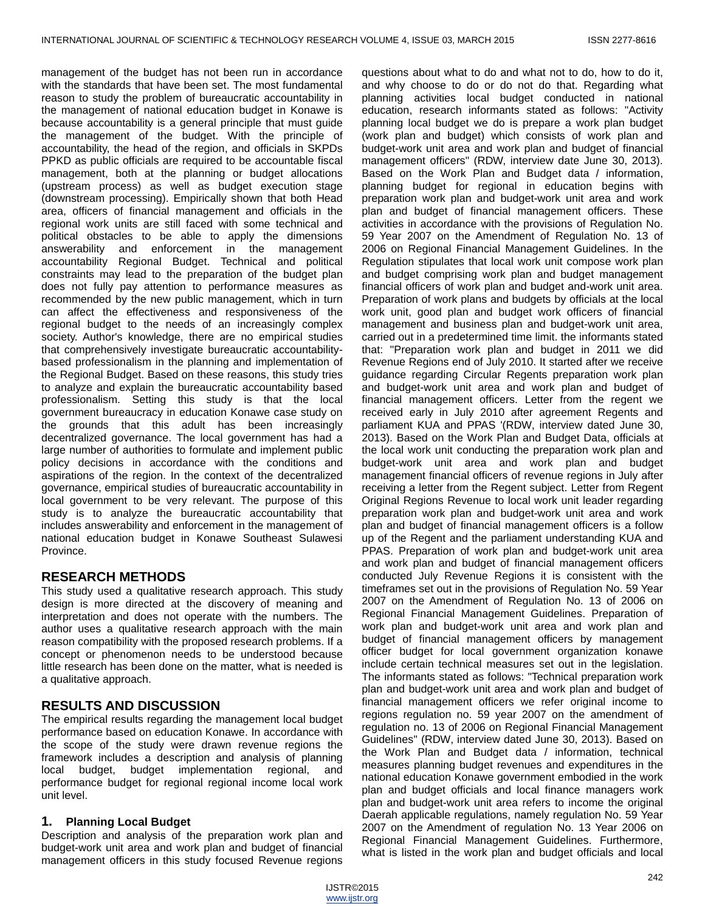management of the budget has not been run in accordance with the standards that have been set. The most fundamental reason to study the problem of bureaucratic accountability in the management of national education budget in Konawe is because accountability is a general principle that must guide the management of the budget. With the principle of accountability, the head of the region, and officials in SKPDs PPKD as public officials are required to be accountable fiscal management, both at the planning or budget allocations (upstream process) as well as budget execution stage (downstream processing). Empirically shown that both Head area, officers of financial management and officials in the regional work units are still faced with some technical and political obstacles to be able to apply the dimensions answerability and enforcement in the management accountability Regional Budget. Technical and political constraints may lead to the preparation of the budget plan does not fully pay attention to performance measures as recommended by the new public management, which in turn can affect the effectiveness and responsiveness of the regional budget to the needs of an increasingly complex society. Author's knowledge, there are no empirical studies that comprehensively investigate bureaucratic accountability-based professionalism in the planning and implementation of the Regional Budget. Based on these reasons, this study tries to analyze and explain the bureaucratic accountability based professionalism. Setting this study is that the local government bureaucracy in education Konawe case study on the grounds that this adult has been increasingly decentralized governance. The local government has had a large number of authorities to formulate and implement public policy decisions in accordance with the conditions and aspirations of the region. In the context of the decentralized governance, empirical studies of bureaucratic accountability in local government to be very relevant. The purpose of this study is to analyze the bureaucratic accountability that includes answerability and enforcement in the management of national education budget in Konawe Southeast Sulawesi Province.

## RESEARCH METHODS

This study used a qualitative research approach. This study design is more directed at the discovery of meaning and interpretation and does not operate with the numbers. The author uses a qualitative research approach with the main reason compatibility with the proposed research problems. If a concept or phenomenon needs to be understood because little research has been done on the matter, what is needed is a qualitative approach.

## RESULTS AND DISCUSSION

The empirical results regarding the management local budget performance based on education Konawe. In accordance with the scope of the study were drawn revenue regions the framework includes a description and analysis of planning local budget, budget implementation regional, and performance budget for regional regional income local work unit level.

### 1. Planning Local Budget

Description and analysis of the preparation work plan and budget-work unit area and work plan and budget of financial management officers in this study focused Revenue regions questions about what to do and what not to do, how to do it, and why choose to do or do not do that. Regarding what planning activities local budget conducted in national education, research informants stated as follows: "Activity planning local budget we do is prepare a work plan budget (work plan and budget) which consists of work plan and budget-work unit area and work plan and budget of financial management officers" (RDW, interview date June 30, 2013). Based on the Work Plan and Budget data / information, planning budget for regional in education begins with preparation work plan and budget-work unit area and work plan and budget of financial management officers. These activities in accordance with the provisions of Regulation No. 59 Year 2007 on the Amendment of Regulation No. 13 of 2006 on Regional Financial Management Guidelines. In the Regulation stipulates that local work unit compose work plan and budget comprising work plan and budget management financial officers of work plan and budget and-work unit area. Preparation of work plans and budgets by officials at the local work unit, good plan and budget work officers of financial management and business plan and budget-work unit area, carried out in a predetermined time limit. the informants stated that: "Preparation work plan and budget in 2011 we did Revenue Regions end of July 2010. It started after we receive guidance regarding Circular Regents preparation work plan and budget-work unit area and work plan and budget of financial management officers. Letter from the regent we received early in July 2010 after agreement Regents and parliament KUA and PPAS '(RDW, interview dated June 30, 2013). Based on the Work Plan and Budget Data, officials at the local work unit conducting the preparation work plan and budget-work unit area and work plan and budget management financial officers of revenue regions in July after receiving a letter from the Regent subject. Letter from Regent Original Regions Revenue to local work unit leader regarding preparation work plan and budget-work unit area and work plan and budget of financial management officers is a follow up of the Regent and the parliament understanding KUA and PPAS. Preparation of work plan and budget-work unit area and work plan and budget of financial management officers conducted July Revenue Regions it is consistent with the timeframes set out in the provisions of Regulation No. 59 Year 2007 on the Amendment of Regulation No. 13 of 2006 on Regional Financial Management Guidelines. Preparation of work plan and budget-work unit area and work plan and budget of financial management officers by management officer budget for local government organization konawe include certain technical measures set out in the legislation. The informants stated as follows: "Technical preparation work plan and budget-work unit area and work plan and budget of financial management officers we refer original income to regions regulation no. 59 year 2007 on the amendment of regulation no. 13 of 2006 on Regional Financial Management Guidelines" (RDW, interview dated June 30, 2013). Based on the Work Plan and Budget data / information, technical measures planning budget revenues and expenditures in the national education Konawe government embodied in the work plan and budget officials and local finance managers work plan and budget-work unit area refers to income the original Daerah applicable regulations, namely regulation No. 59 Year 2007 on the Amendment of regulation No. 13 Year 2006 on Regional Financial Management Guidelines. Furthermore, what is listed in the work plan and budget officials and local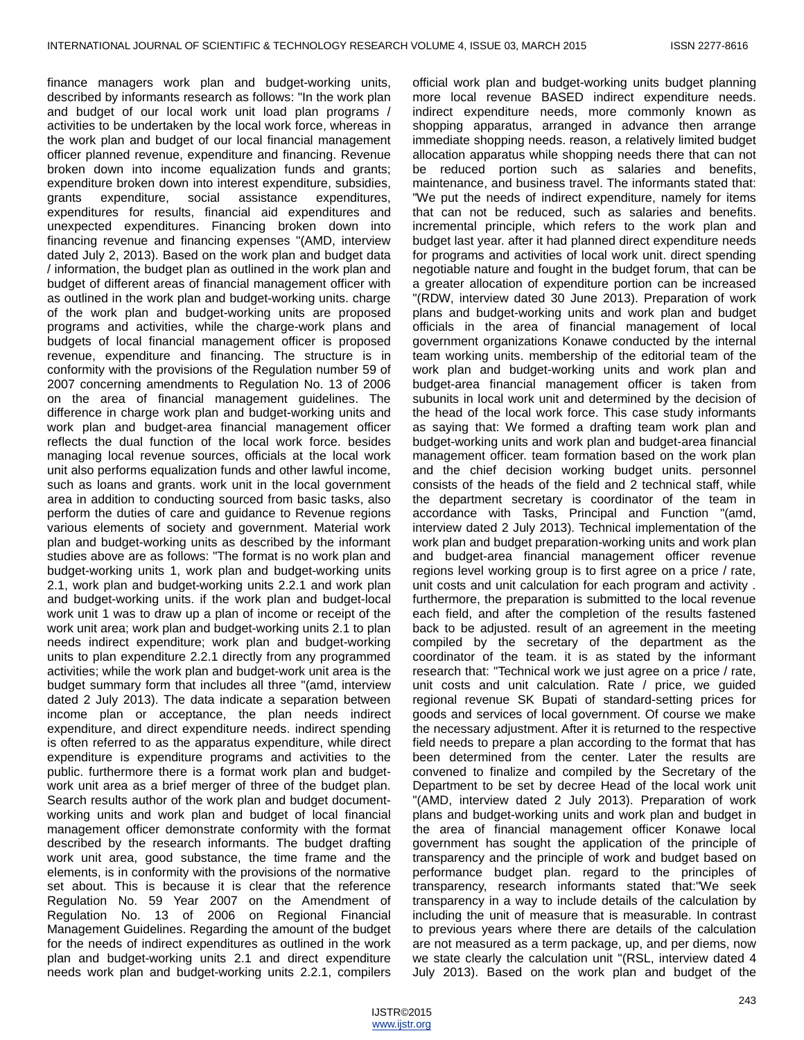finance managers work plan and budget-working units, described by informants research as follows: "In the work plan and budget of our local work unit load plan programs / activities to be undertaken by the local work force, whereas in the work plan and budget of our local financial management officer planned revenue, expenditure and financing. Revenue broken down into income equalization funds and grants; expenditure broken down into interest expenditure, subsidies, grants expenditure, social assistance expenditures, expenditures for results, financial aid expenditures and unexpected expenditures. Financing broken down into financing revenue and financing expenses "(AMD, interview dated July 2, 2013). Based on the work plan and budget data / information, the budget plan as outlined in the work plan and budget of different areas of financial management officer with as outlined in the work plan and budget-working units. charge of the work plan and budget-working units are proposed programs and activities, while the charge-work plans and budgets of local financial management officer is proposed revenue, expenditure and financing. The structure is in conformity with the provisions of the Regulation number 59 of 2007 concerning amendments to Regulation No. 13 of 2006 on the area of financial management guidelines. The difference in charge work plan and budget-working units and work plan and budget-area financial management officer reflects the dual function of the local work force. besides managing local revenue sources, officials at the local work unit also performs equalization funds and other lawful income, such as loans and grants. work unit in the local government area in addition to conducting sourced from basic tasks, also perform the duties of care and guidance to Revenue regions various elements of society and government. Material work plan and budget-working units as described by the informant studies above are as follows: "The format is no work plan and budget-working units 1, work plan and budget-working units 2.1, work plan and budget-working units 2.2.1 and work plan and budget-working units. if the work plan and budget-local work unit 1 was to draw up a plan of income or receipt of the work unit area; work plan and budget-working units 2.1 to plan needs indirect expenditure; work plan and budget-working units to plan expenditure 2.2.1 directly from any programmed activities; while the work plan and budget-work unit area is the budget summary form that includes all three "(amd, interview dated 2 July 2013). The data indicate a separation between income plan or acceptance, the plan needs indirect expenditure, and direct expenditure needs. indirect spending is often referred to as the apparatus expenditure, while direct expenditure is expenditure programs and activities to the public. furthermore there is a format work plan and budget-work unit area as a brief merger of three of the budget plan. Search results author of the work plan and budget document-working units and work plan and budget of local financial management officer demonstrate conformity with the format described by the research informants. The budget drafting work unit area, good substance, the time frame and the elements, is in conformity with the provisions of the normative set about. This is because it is clear that the reference Regulation No. 59 Year 2007 on the Amendment of Regulation No. 13 of 2006 on Regional Financial Management Guidelines. Regarding the amount of the budget for the needs of indirect expenditures as outlined in the work plan and budget-working units 2.1 and direct expenditure needs work plan and budget-working units 2.2.1, compilers official work plan and budget-working units budget planning more local revenue BASED indirect expenditure needs. indirect expenditure needs, more commonly known as shopping apparatus, arranged in advance then arrange immediate shopping needs. reason, a relatively limited budget allocation apparatus while shopping needs there that can not be reduced portion such as salaries and benefits, maintenance, and business travel. The informants stated that: "We put the needs of indirect expenditure, namely for items that can not be reduced, such as salaries and benefits. incremental principle, which refers to the work plan and budget last year. after it had planned direct expenditure needs for programs and activities of local work unit. direct spending negotiable nature and fought in the budget forum, that can be a greater allocation of expenditure portion can be increased "(RDW, interview dated 30 June 2013). Preparation of work plans and budget-working units and work plan and budget officials in the area of financial management of local government organizations Konawe conducted by the internal team working units. membership of the editorial team of the work plan and budget-working units and work plan and budget-area financial management officer is taken from subunits in local work unit and determined by the decision of the head of the local work force. This case study informants as saying that: We formed a drafting team work plan and budget-working units and work plan and budget-area financial management officer. team formation based on the work plan and the chief decision working budget units. personnel consists of the heads of the field and 2 technical staff, while the department secretary is coordinator of the team in accordance with Tasks, Principal and Function "(amd, interview dated 2 July 2013). Technical implementation of the work plan and budget preparation-working units and work plan and budget-area financial management officer revenue regions level working group is to first agree on a price / rate, unit costs and unit calculation for each program and activity . furthermore, the preparation is submitted to the local revenue each field, and after the completion of the results fastened back to be adjusted. result of an agreement in the meeting compiled by the secretary of the department as the coordinator of the team. it is as stated by the informant research that: "Technical work we just agree on a price / rate, unit costs and unit calculation. Rate / price, we guided regional revenue SK Bupati of standard-setting prices for goods and services of local government. Of course we make the necessary adjustment. After it is returned to the respective field needs to prepare a plan according to the format that has been determined from the center. Later the results are convened to finalize and compiled by the Secretary of the Department to be set by decree Head of the local work unit "(AMD, interview dated 2 July 2013). Preparation of work plans and budget-working units and work plan and budget in the area of financial management officer Konawe local government has sought the application of the principle of transparency and the principle of work and budget based on performance budget plan. regard to the principles of transparency, research informants stated that:"We seek transparency in a way to include details of the calculation by including the unit of measure that is measurable. In contrast to previous years where there are details of the calculation are not measured as a term package, up, and per diems, now we state clearly the calculation unit "(RSL, interview dated 4 July 2013). Based on the work plan and budget of the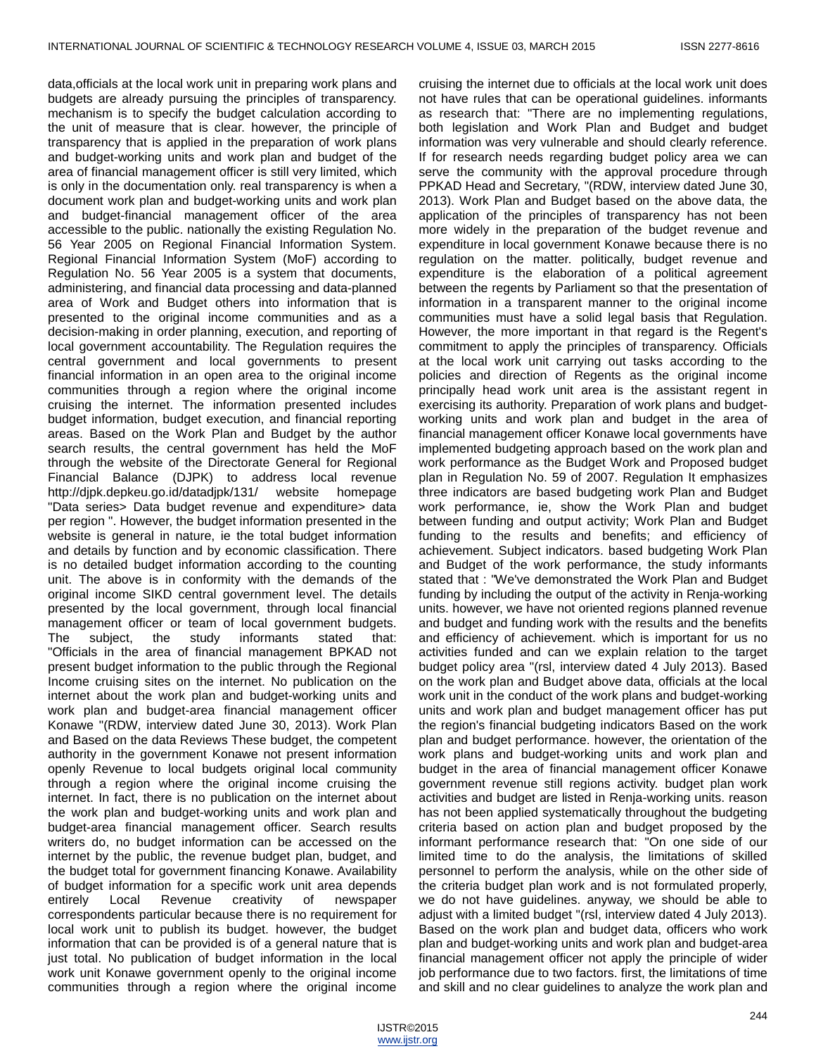data,officials at the local work unit in preparing work plans and budgets are already pursuing the principles of transparency. mechanism is to specify the budget calculation according to the unit of measure that is clear. however, the principle of transparency that is applied in the preparation of work plans and budget-working units and work plan and budget of the area of financial management officer is still very limited, which is only in the documentation only. real transparency is when a document work plan and budget-working units and work plan and budget-financial management officer of the area accessible to the public. nationally the existing Regulation No. 56 Year 2005 on Regional Financial Information System. Regional Financial Information System (MoF) according to Regulation No. 56 Year 2005 is a system that documents, administering, and financial data processing and data-planned area of Work and Budget others into information that is presented to the original income communities and as a decision-making in order planning, execution, and reporting of local government accountability. The Regulation requires the central government and local governments to present financial information in an open area to the original income communities through a region where the original income cruising the internet. The information presented includes budget information, budget execution, and financial reporting areas. Based on the Work Plan and Budget by the author search results, the central government has held the MoF through the website of the Directorate General for Regional Financial Balance (DJPK) to address local revenue http://djpk.depkeu.go.id/datadjpk/131/ website homepage "Data series> Data budget revenue and expenditure> data per region ". However, the budget information presented in the website is general in nature, ie the total budget information and details by function and by economic classification. There is no detailed budget information according to the counting unit. The above is in conformity with the demands of the original income SIKD central government level. The details presented by the local government, through local financial management officer or team of local government budgets. The subject, the study informants stated that: "Officials in the area of financial management BPKAD not present budget information to the public through the Regional Income cruising sites on the internet. No publication on the internet about the work plan and budget-working units and work plan and budget-area financial management officer Konawe "(RDW, interview dated June 30, 2013). Work Plan and Based on the data Reviews These budget, the competent authority in the government Konawe not present information openly Revenue to local budgets original local community through a region where the original income cruising the internet. In fact, there is no publication on the internet about the work plan and budget-working units and work plan and budget-area financial management officer. Search results writers do, no budget information can be accessed on the internet by the public, the revenue budget plan, budget, and the budget total for government financing Konawe. Availability of budget information for a specific work unit area depends entirely Local Revenue creativity of newspaper correspondents particular because there is no requirement for local work unit to publish its budget. however, the budget information that can be provided is of a general nature that is just total. No publication of budget information in the local work unit Konawe government openly to the original income communities through a region where the original income cruising the internet due to officials at the local work unit does not have rules that can be operational guidelines. informants as research that: "There are no implementing regulations, both legislation and Work Plan and Budget and budget information was very vulnerable and should clearly reference. If for research needs regarding budget policy area we can serve the community with the approval procedure through PPKAD Head and Secretary, "(RDW, interview dated June 30, 2013). Work Plan and Budget based on the above data, the application of the principles of transparency has not been more widely in the preparation of the budget revenue and expenditure in local government Konawe because there is no regulation on the matter. politically, budget revenue and expenditure is the elaboration of a political agreement between the regents by Parliament so that the presentation of information in a transparent manner to the original income communities must have a solid legal basis that Regulation. However, the more important in that regard is the Regent's commitment to apply the principles of transparency. Officials at the local work unit carrying out tasks according to the policies and direction of Regents as the original income principally head work unit area is the assistant regent in exercising its authority. Preparation of work plans and budget-working units and work plan and budget in the area of financial management officer Konawe local governments have implemented budgeting approach based on the work plan and work performance as the Budget Work and Proposed budget plan in Regulation No. 59 of 2007. Regulation It emphasizes three indicators are based budgeting work Plan and Budget work performance, ie, show the Work Plan and budget between funding and output activity; Work Plan and Budget funding to the results and benefits; and efficiency of achievement. Subject indicators. based budgeting Work Plan and Budget of the work performance, the study informants stated that : "We've demonstrated the Work Plan and Budget funding by including the output of the activity in Renja-working units. however, we have not oriented regions planned revenue and budget and funding work with the results and the benefits and efficiency of achievement. which is important for us no activities funded and can we explain relation to the target budget policy area "(rsl, interview dated 4 July 2013). Based on the work plan and Budget above data, officials at the local work unit in the conduct of the work plans and budget-working units and work plan and budget management officer has put the region's financial budgeting indicators Based on the work plan and budget performance. however, the orientation of the work plans and budget-working units and work plan and budget in the area of financial management officer Konawe government revenue still regions activity. budget plan work activities and budget are listed in Renja-working units. reason has not been applied systematically throughout the budgeting criteria based on action plan and budget proposed by the informant performance research that: "On one side of our limited time to do the analysis, the limitations of skilled personnel to perform the analysis, while on the other side of the criteria budget plan work and is not formulated properly, we do not have guidelines. anyway, we should be able to adjust with a limited budget "(rsl, interview dated 4 July 2013). Based on the work plan and budget data, officers who work plan and budget-working units and work plan and budget-area financial management officer not apply the principle of wider job performance due to two factors. first, the limitations of time and skill and no clear guidelines to analyze the work plan and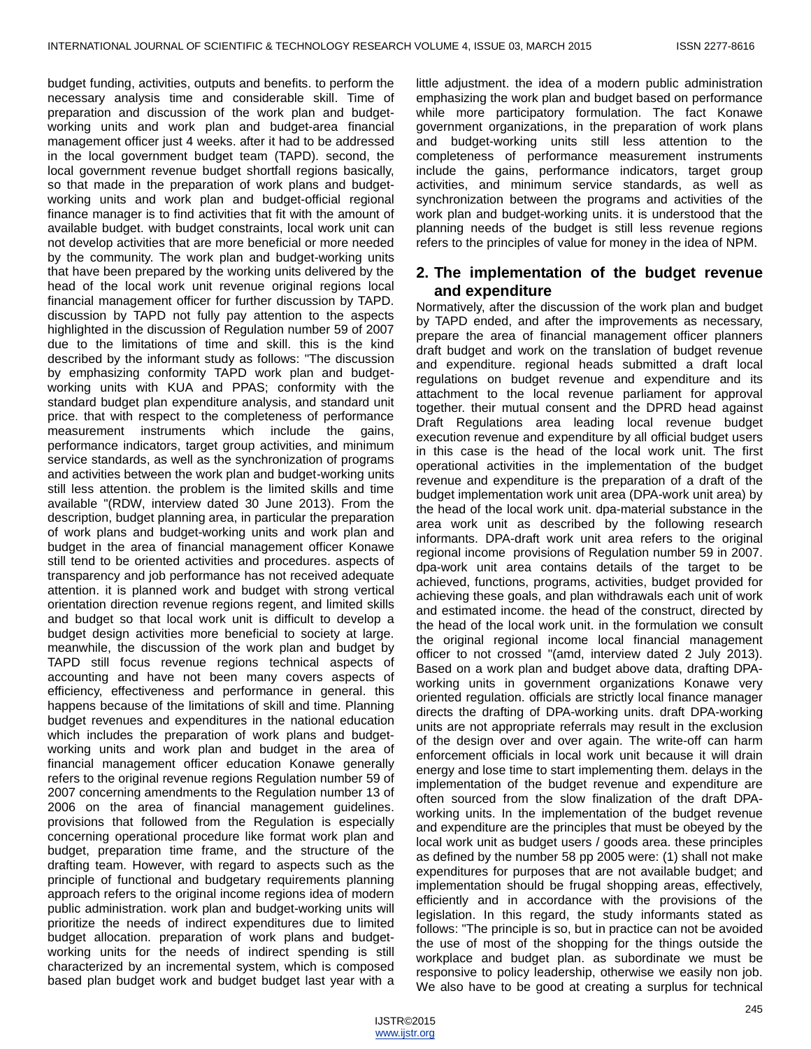budget funding, activities, outputs and benefits. to perform the necessary analysis time and considerable skill. Time of preparation and discussion of the work plan and budget-working units and work plan and budget-area financial management officer just 4 weeks. after it had to be addressed in the local government budget team (TAPD). second, the local government revenue budget shortfall regions basically, so that made in the preparation of work plans and budget-working units and work plan and budget-official regional finance manager is to find activities that fit with the amount of available budget. with budget constraints, local work unit can not develop activities that are more beneficial or more needed by the community. The work plan and budget-working units that have been prepared by the working units delivered by the head of the local work unit revenue original regions local financial management officer for further discussion by TAPD. discussion by TAPD not fully pay attention to the aspects highlighted in the discussion of Regulation number 59 of 2007 due to the limitations of time and skill. this is the kind described by the informant study as follows: "The discussion by emphasizing conformity TAPD work plan and budget-working units with KUA and PPAS; conformity with the standard budget plan expenditure analysis, and standard unit price. that with respect to the completeness of performance measurement instruments which include the gains, performance indicators, target group activities, and minimum service standards, as well as the synchronization of programs and activities between the work plan and budget-working units still less attention. the problem is the limited skills and time available "(RDW, interview dated 30 June 2013). From the description, budget planning area, in particular the preparation of work plans and budget-working units and work plan and budget in the area of financial management officer Konawe still tend to be oriented activities and procedures. aspects of transparency and job performance has not received adequate attention. it is planned work and budget with strong vertical orientation direction revenue regions regent, and limited skills and budget so that local work unit is difficult to develop a budget design activities more beneficial to society at large. meanwhile, the discussion of the work plan and budget by TAPD still focus revenue regions technical aspects of accounting and have not been many covers aspects of efficiency, effectiveness and performance in general. this happens because of the limitations of skill and time. Planning budget revenues and expenditures in the national education which includes the preparation of work plans and budget-working units and work plan and budget in the area of financial management officer education Konawe generally refers to the original revenue regions Regulation number 59 of 2007 concerning amendments to the Regulation number 13 of 2006 on the area of financial management guidelines. provisions that followed from the Regulation is especially concerning operational procedure like format work plan and budget, preparation time frame, and the structure of the drafting team. However, with regard to aspects such as the principle of functional and budgetary requirements planning approach refers to the original income regions idea of modern public administration. work plan and budget-working units will prioritize the needs of indirect expenditures due to limited budget allocation. preparation of work plans and budget-working units for the needs of indirect spending is still characterized by an incremental system, which is composed based plan budget work and budget budget last year with a little adjustment. the idea of a modern public administration emphasizing the work plan and budget based on performance while more participatory formulation. The fact Konawe government organizations, in the preparation of work plans and budget-working units still less attention to the completeness of performance measurement instruments include the gains, performance indicators, target group activities, and minimum service standards, as well as synchronization between the programs and activities of the work plan and budget-working units. it is understood that the planning needs of the budget is still less revenue regions refers to the principles of value for money in the idea of NPM.

## 2. The implementation of the budget revenue and expenditure

Normatively, after the discussion of the work plan and budget by TAPD ended, and after the improvements as necessary, prepare the area of financial management officer planners draft budget and work on the translation of budget revenue and expenditure. regional heads submitted a draft local regulations on budget revenue and expenditure and its attachment to the local revenue parliament for approval together. their mutual consent and the DPRD head against Draft Regulations area leading local revenue budget execution revenue and expenditure by all official budget users in this case is the head of the local work unit. The first operational activities in the implementation of the budget revenue and expenditure is the preparation of a draft of the budget implementation work unit area (DPA-work unit area) by the head of the local work unit. dpa-material substance in the area work unit as described by the following research informants. DPA-draft work unit area refers to the original regional income provisions of Regulation number 59 in 2007. dpa-work unit area contains details of the target to be achieved, functions, programs, activities, budget provided for achieving these goals, and plan withdrawals each unit of work and estimated income. the head of the construct, directed by the head of the local work unit. in the formulation we consult the original regional income local financial management officer to not crossed "(amd, interview dated 2 July 2013). Based on a work plan and budget above data, drafting DPA-working units in government organizations Konawe very oriented regulation. officials are strictly local finance manager directs the drafting of DPA-working units. draft DPA-working units are not appropriate referrals may result in the exclusion of the design over and over again. The write-off can harm enforcement officials in local work unit because it will drain energy and lose time to start implementing them. delays in the implementation of the budget revenue and expenditure are often sourced from the slow finalization of the draft DPA-working units. In the implementation of the budget revenue and expenditure are the principles that must be obeyed by the local work unit as budget users / goods area. these principles as defined by the number 58 pp 2005 were: (1) shall not make expenditures for purposes that are not available budget; and implementation should be frugal shopping areas, effectively, efficiently and in accordance with the provisions of the legislation. In this regard, the study informants stated as follows: "The principle is so, but in practice can not be avoided the use of most of the shopping for the things outside the workplace and budget plan. as subordinate we must be responsive to policy leadership, otherwise we easily non job. We also have to be good at creating a surplus for technical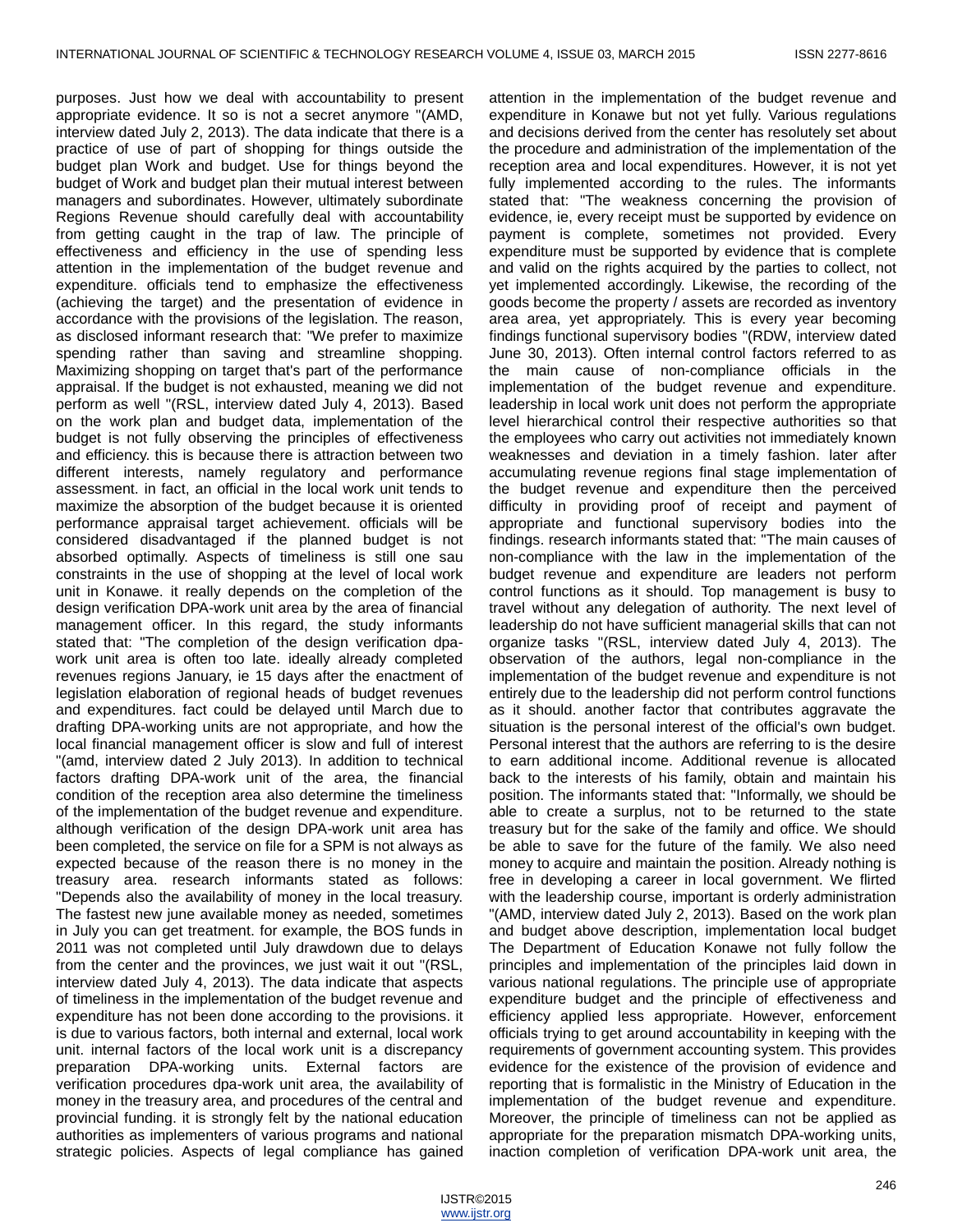purposes. Just how we deal with accountability to present appropriate evidence. It so is not a secret anymore "(AMD, interview dated July 2, 2013). The data indicate that there is a practice of use of part of shopping for things outside the budget plan Work and budget. Use for things beyond the budget of Work and budget plan their mutual interest between managers and subordinates. However, ultimately subordinate Regions Revenue should carefully deal with accountability from getting caught in the trap of law. The principle of effectiveness and efficiency in the use of spending less attention in the implementation of the budget revenue and expenditure. officials tend to emphasize the effectiveness (achieving the target) and the presentation of evidence in accordance with the provisions of the legislation. The reason, as disclosed informant research that: "We prefer to maximize spending rather than saving and streamline shopping. Maximizing shopping on target that's part of the performance appraisal. If the budget is not exhausted, meaning we did not perform as well "(RSL, interview dated July 4, 2013). Based on the work plan and budget data, implementation of the budget is not fully observing the principles of effectiveness and efficiency. this is because there is attraction between two different interests, namely regulatory and performance assessment. in fact, an official in the local work unit tends to maximize the absorption of the budget because it is oriented performance appraisal target achievement. officials will be considered disadvantaged if the planned budget is not absorbed optimally. Aspects of timeliness is still one sau constraints in the use of shopping at the level of local work unit in Konawe. it really depends on the completion of the design verification DPA-work unit area by the area of financial management officer. In this regard, the study informants stated that: "The completion of the design verification dpa-work unit area is often too late. ideally already completed revenues regions January, ie 15 days after the enactment of legislation elaboration of regional heads of budget revenues and expenditures. fact could be delayed until March due to drafting DPA-working units are not appropriate, and how the local financial management officer is slow and full of interest "(amd, interview dated 2 July 2013). In addition to technical factors drafting DPA-work unit of the area, the financial condition of the reception area also determine the timeliness of the implementation of the budget revenue and expenditure. although verification of the design DPA-work unit area has been completed, the service on file for a SPM is not always as expected because of the reason there is no money in the treasury area. research informants stated as follows: "Depends also the availability of money in the local treasury. The fastest new june available money as needed, sometimes in July you can get treatment. for example, the BOS funds in 2011 was not completed until July drawdown due to delays from the center and the provinces, we just wait it out "(RSL, interview dated July 4, 2013). The data indicate that aspects of timeliness in the implementation of the budget revenue and expenditure has not been done according to the provisions. it is due to various factors, both internal and external, local work unit. internal factors of the local work unit is a discrepancy preparation DPA-working units. External factors are verification procedures dpa-work unit area, the availability of money in the treasury area, and procedures of the central and provincial funding. it is strongly felt by the national education authorities as implementers of various programs and national strategic policies. Aspects of legal compliance has gained attention in the implementation of the budget revenue and expenditure in Konawe but not yet fully. Various regulations and decisions derived from the center has resolutely set about the procedure and administration of the implementation of the reception area and local expenditures. However, it is not yet fully implemented according to the rules. The informants stated that: "The weakness concerning the provision of evidence, ie, every receipt must be supported by evidence on payment is complete, sometimes not provided. Every expenditure must be supported by evidence that is complete and valid on the rights acquired by the parties to collect, not yet implemented accordingly. Likewise, the recording of the goods become the property / assets are recorded as inventory area area, yet appropriately. This is every year becoming findings functional supervisory bodies "(RDW, interview dated June 30, 2013). Often internal control factors referred to as the main cause of non-compliance officials in the implementation of the budget revenue and expenditure. leadership in local work unit does not perform the appropriate level hierarchical control their respective authorities so that the employees who carry out activities not immediately known weaknesses and deviation in a timely fashion. later after accumulating revenue regions final stage implementation of the budget revenue and expenditure then the perceived difficulty in providing proof of receipt and payment of appropriate and functional supervisory bodies into the findings. research informants stated that: "The main causes of non-compliance with the law in the implementation of the budget revenue and expenditure are leaders not perform control functions as it should. Top management is busy to travel without any delegation of authority. The next level of leadership do not have sufficient managerial skills that can not organize tasks "(RSL, interview dated July 4, 2013). The observation of the authors, legal non-compliance in the implementation of the budget revenue and expenditure is not entirely due to the leadership did not perform control functions as it should. another factor that contributes aggravate the situation is the personal interest of the official's own budget. Personal interest that the authors are referring to is the desire to earn additional income. Additional revenue is allocated back to the interests of his family, obtain and maintain his position. The informants stated that: "Informally, we should be able to create a surplus, not to be returned to the state treasury but for the sake of the family and office. We should be able to save for the future of the family. We also need money to acquire and maintain the position. Already nothing is free in developing a career in local government. We flirted with the leadership course, important is orderly administration "(AMD, interview dated July 2, 2013). Based on the work plan and budget above description, implementation local budget The Department of Education Konawe not fully follow the principles and implementation of the principles laid down in various national regulations. The principle use of appropriate expenditure budget and the principle of effectiveness and efficiency applied less appropriate. However, enforcement officials trying to get around accountability in keeping with the requirements of government accounting system. This provides evidence for the existence of the provision of evidence and reporting that is formalistic in the Ministry of Education in the implementation of the budget revenue and expenditure. Moreover, the principle of timeliness can not be applied as appropriate for the preparation mismatch DPA-working units, inaction completion of verification DPA-work unit area, the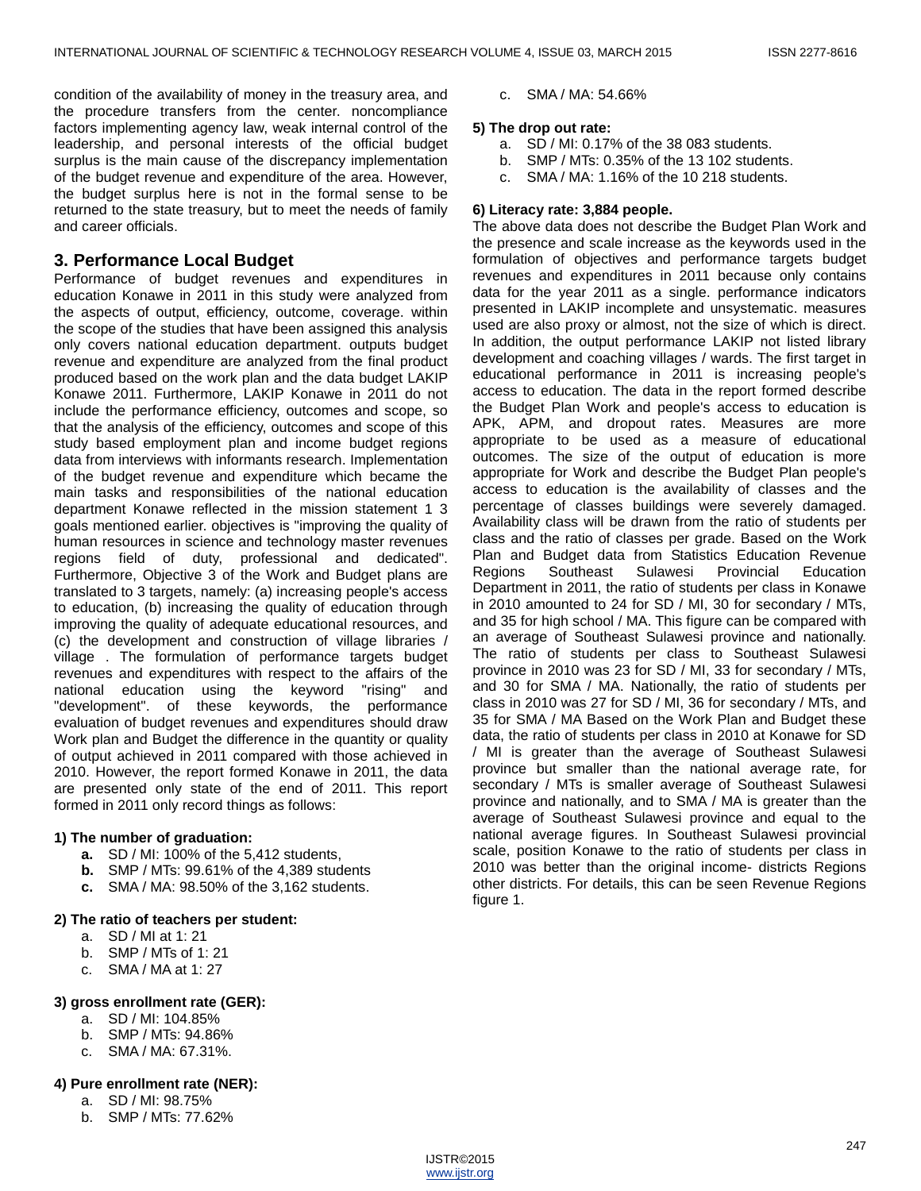condition of the availability of money in the treasury area, and the procedure transfers from the center. noncompliance factors implementing agency law, weak internal control of the leadership, and personal interests of the official budget surplus is the main cause of the discrepancy implementation of the budget revenue and expenditure of the area. However, the budget surplus here is not in the formal sense to be returned to the state treasury, but to meet the needs of family and career officials.

## 3. Performance Local Budget

Performance of budget revenues and expenditures in education Konawe in 2011 in this study were analyzed from the aspects of output, efficiency, outcome, coverage. within the scope of the studies that have been assigned this analysis only covers national education department. outputs budget revenue and expenditure are analyzed from the final product produced based on the work plan and the data budget LAKIP Konawe 2011. Furthermore, LAKIP Konawe in 2011 do not include the performance efficiency, outcomes and scope, so that the analysis of the efficiency, outcomes and scope of this study based employment plan and income budget regions data from interviews with informants research. Implementation of the budget revenue and expenditure which became the main tasks and responsibilities of the national education department Konawe reflected in the mission statement 1 3 goals mentioned earlier. objectives is "improving the quality of human resources in science and technology master revenues regions field of duty, professional and dedicated". Furthermore, Objective 3 of the Work and Budget plans are translated to 3 targets, namely: (a) increasing people's access to education, (b) increasing the quality of education through improving the quality of adequate educational resources, and (c) the development and construction of village libraries / village . The formulation of performance targets budget revenues and expenditures with respect to the affairs of the national education using the keyword "rising" and "development". of these keywords, the performance evaluation of budget revenues and expenditures should draw Work plan and Budget the difference in the quantity or quality of output achieved in 2011 compared with those achieved in 2010. However, the report formed Konawe in 2011, the data are presented only state of the end of 2011. This report formed in 2011 only record things as follows:

**1) The number of graduation:**

- **a.** SD / MI: 100% of the 5,412 students,
- **b.** SMP / MTs: 99.61% of the 4,389 students
- **c.** SMA / MA: 98.50% of the 3,162 students.

**2) The ratio of teachers per student:**

- a. SD / MI at 1: 21
- b. SMP / MTs of 1: 21
- c. SMA / MA at 1: 27

**3) gross enrollment rate (GER):**

- a. SD / MI: 104.85%
- b. SMP / MTs: 94.86%
- c. SMA / MA: 67.31%.

**4) Pure enrollment rate (NER):**

- a. SD / MI: 98.75%
- b. SMP / MTs: 77.62%
- c. SMA / MA: 54.66%

**5) The drop out rate:**

- a. SD / MI: 0.17% of the 38 083 students.
- b. SMP / MTs: 0.35% of the 13 102 students.
- c. SMA / MA: 1.16% of the 10 218 students.

**6) Literacy rate: 3,884 people.**

The above data does not describe the Budget Plan Work and the presence and scale increase as the keywords used in the formulation of objectives and performance targets budget revenues and expenditures in 2011 because only contains data for the year 2011 as a single. performance indicators presented in LAKIP incomplete and unsystematic. measures used are also proxy or almost, not the size of which is direct. In addition, the output performance LAKIP not listed library development and coaching villages / wards. The first target in educational performance in 2011 is increasing people's access to education. The data in the report formed describe the Budget Plan Work and people's access to education is APK, APM, and dropout rates. Measures are more appropriate to be used as a measure of educational outcomes. The size of the output of education is more appropriate for Work and describe the Budget Plan people's access to education is the availability of classes and the percentage of classes buildings were severely damaged. Availability class will be drawn from the ratio of students per class and the ratio of classes per grade. Based on the Work Plan and Budget data from Statistics Education Revenue Regions Southeast Sulawesi Provincial Education Department in 2011, the ratio of students per class in Konawe in 2010 amounted to 24 for SD / MI, 30 for secondary / MTs, and 35 for high school / MA. This figure can be compared with an average of Southeast Sulawesi province and nationally. The ratio of students per class to Southeast Sulawesi province in 2010 was 23 for SD / MI, 33 for secondary / MTs, and 30 for SMA / MA. Nationally, the ratio of students per class in 2010 was 27 for SD / MI, 36 for secondary / MTs, and 35 for SMA / MA Based on the Work Plan and Budget these data, the ratio of students per class in 2010 at Konawe for SD / MI is greater than the average of Southeast Sulawesi province but smaller than the national average rate, for secondary / MTs is smaller average of Southeast Sulawesi province and nationally, and to SMA / MA is greater than the average of Southeast Sulawesi province and equal to the national average figures. In Southeast Sulawesi provincial scale, position Konawe to the ratio of students per class in 2010 was better than the original income- districts Regions other districts. For details, this can be seen Revenue Regions figure 1.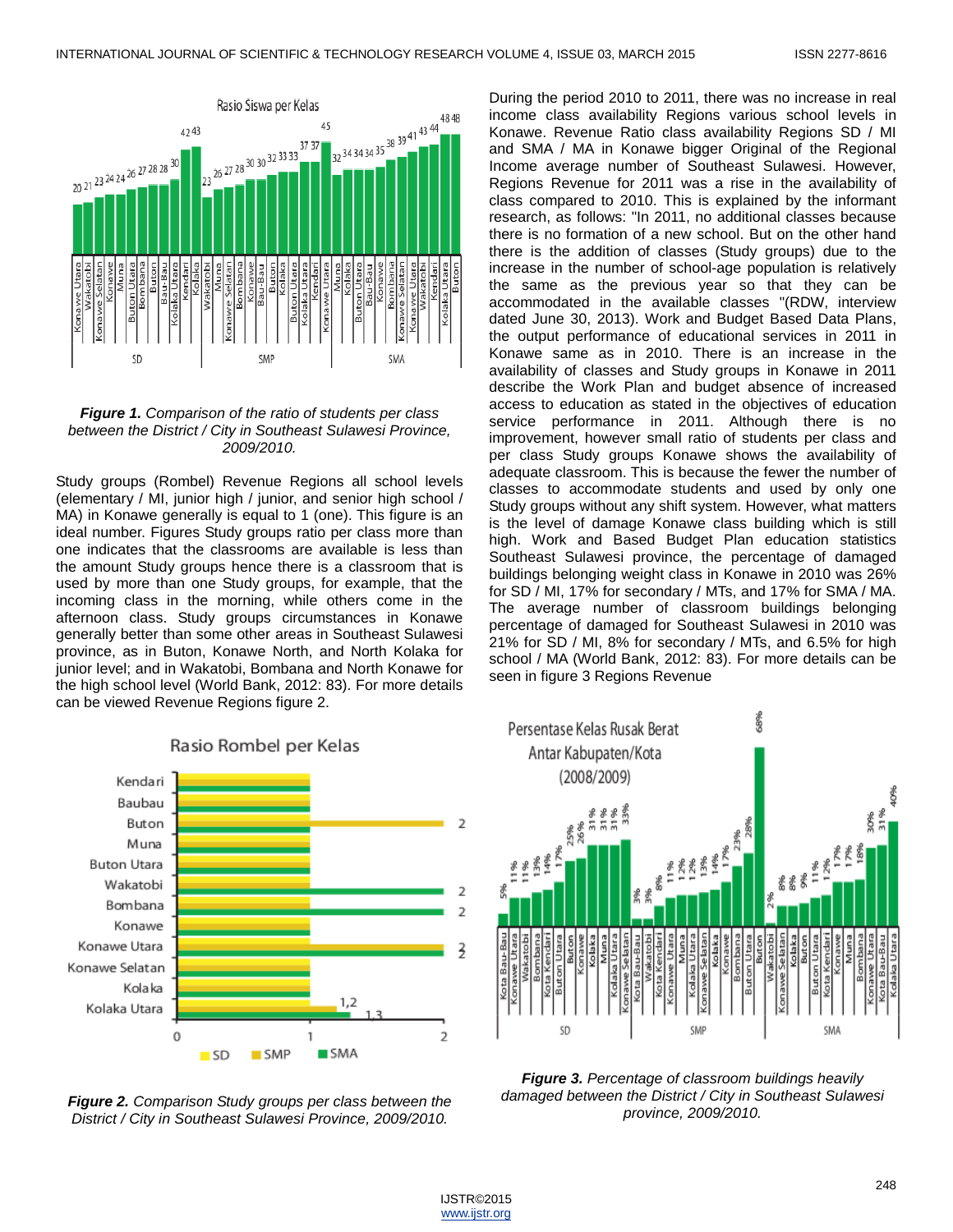*Figure 1. Comparison of the ratio of students per class between the District / City in Southeast Sulawesi Province, 2009/2010.*

Study groups (Rombel) Revenue Regions all school levels (elementary / MI, junior high / junior, and senior high school / MA) in Konawe generally is equal to 1 (one). This figure is an ideal number. Figures Study groups ratio per class more than one indicates that the classrooms are available is less than the amount Study groups hence there is a classroom that is used by more than one Study groups, for example, that the incoming class in the morning, while others come in the afternoon class. Study groups circumstances in Konawe generally better than some other areas in Southeast Sulawesi province, as in Buton, Konawe North, and North Kolaka for junior level; and in Wakatobi, Bombana and North Konawe for the high school level (World Bank, 2012: 83). For more details can be viewed Revenue Regions figure 2.

*Figure 2. Comparison Study groups per class between the District / City in Southeast Sulawesi Province, 2009/2010.*

During the period 2010 to 2011, there was no increase in real income class availability Regions various school levels in Konawe. Revenue Ratio class availability Regions SD / MI and SMA / MA in Konawe bigger Original of the Regional Income average number of Southeast Sulawesi. However, Regions Revenue for 2011 was a rise in the availability of class compared to 2010. This is explained by the informant research, as follows: "In 2011, no additional classes because there is no formation of a new school. But on the other hand there is the addition of classes (Study groups) due to the increase in the number of school-age population is relatively the same as the previous year so that they can be accommodated in the available classes "(RDW, interview dated June 30, 2013). Work and Budget Based Data Plans, the output performance of educational services in 2011 in Konawe same as in 2010. There is an increase in the availability of classes and Study groups in Konawe in 2011 describe the Work Plan and budget absence of increased access to education as stated in the objectives of education service performance in 2011. Although there is no improvement, however small ratio of students per class and per class Study groups Konawe shows the availability of adequate classroom. This is because the fewer the number of classes to accommodate students and used by only one Study groups without any shift system. However, what matters is the level of damage Konawe class building which is still high. Work and Based Budget Plan education statistics Southeast Sulawesi province, the percentage of damaged buildings belonging weight class in Konawe in 2010 was 26% for SD / MI, 17% for secondary / MTs, and 17% for SMA / MA. The average number of classroom buildings belonging percentage of damaged for Southeast Sulawesi in 2010 was 21% for SD / MI, 8% for secondary / MTs, and 6.5% for high school / MA (World Bank, 2012: 83). For more details can be seen in figure 3 Regions Revenue

*Figure 3. Percentage of classroom buildings heavily damaged between the District / City in Southeast Sulawesi province, 2009/2010.*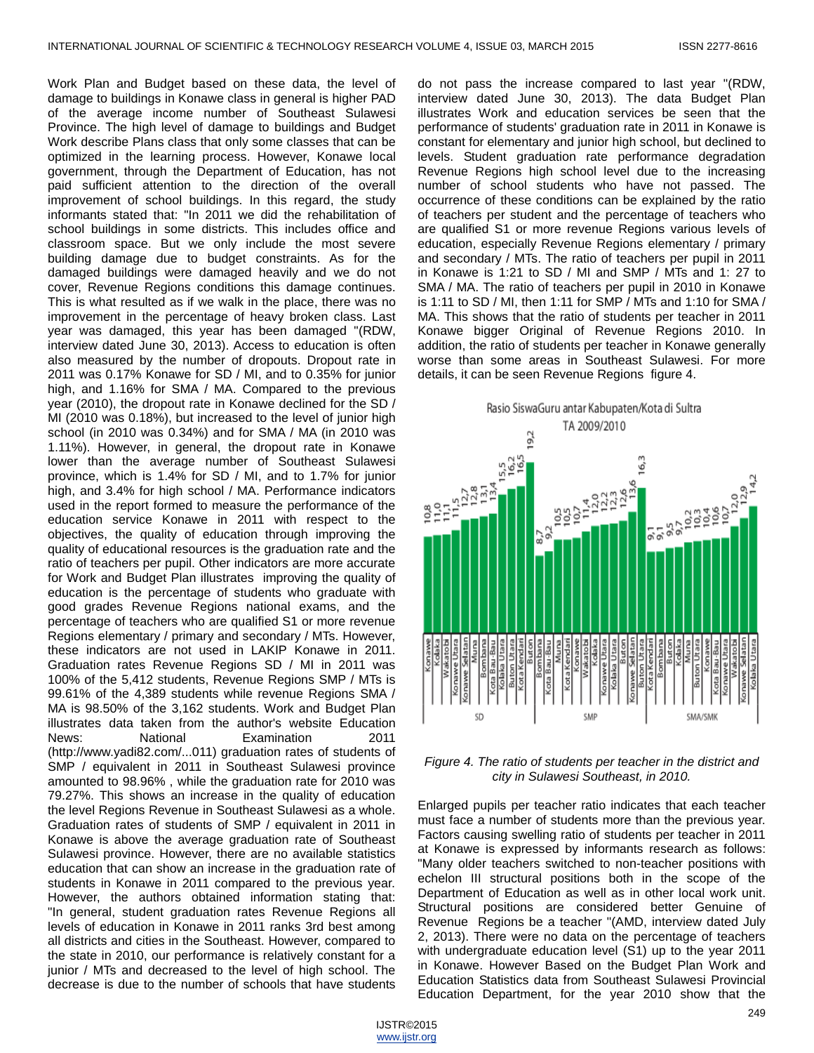Work Plan and Budget based on these data, the level of damage to buildings in Konawe class in general is higher PAD of the average income number of Southeast Sulawesi Province. The high level of damage to buildings and Budget Work describe Plans class that only some classes that can be optimized in the learning process. However, Konawe local government, through the Department of Education, has not paid sufficient attention to the direction of the overall improvement of school buildings. In this regard, the study informants stated that: "In 2011 we did the rehabilitation of school buildings in some districts. This includes office and classroom space. But we only include the most severe building damage due to budget constraints. As for the damaged buildings were damaged heavily and we do not cover, Revenue Regions conditions this damage continues. This is what resulted as if we walk in the place, there was no improvement in the percentage of heavy broken class. Last year was damaged, this year has been damaged "(RDW, interview dated June 30, 2013). Access to education is often also measured by the number of dropouts. Dropout rate in 2011 was 0.17% Konawe for SD / MI, and to 0.35% for junior high, and 1.16% for SMA / MA. Compared to the previous year (2010), the dropout rate in Konawe declined for the SD / MI (2010 was 0.18%), but increased to the level of junior high school (in 2010 was 0.34%) and for SMA / MA (in 2010 was 1.11%). However, in general, the dropout rate in Konawe lower than the average number of Southeast Sulawesi province, which is 1.4% for SD / MI, and to 1.7% for junior high, and 3.4% for high school / MA. Performance indicators used in the report formed to measure the performance of the education service Konawe in 2011 with respect to the objectives, the quality of education through improving the quality of educational resources is the graduation rate and the ratio of teachers per pupil. Other indicators are more accurate for Work and Budget Plan illustrates improving the quality of education is the percentage of students who graduate with good grades Revenue Regions national exams, and the percentage of teachers who are qualified S1 or more revenue Regions elementary / primary and secondary / MTs. However, these indicators are not used in LAKIP Konawe in 2011. Graduation rates Revenue Regions SD / MI in 2011 was 100% of the 5,412 students, Revenue Regions SMP / MTs is 99.61% of the 4,389 students while revenue Regions SMA / MA is 98.50% of the 3,162 students. Work and Budget Plan illustrates data taken from the author's website Education News: National Examination 2011 (http://www.yadi82.com/...011) graduation rates of students of SMP / equivalent in 2011 in Southeast Sulawesi province amounted to 98.96% , while the graduation rate for 2010 was 79.27%. This shows an increase in the quality of education the level Regions Revenue in Southeast Sulawesi as a whole. Graduation rates of students of SMP / equivalent in 2011 in Konawe is above the average graduation rate of Southeast Sulawesi province. However, there are no available statistics education that can show an increase in the graduation rate of students in Konawe in 2011 compared to the previous year. However, the authors obtained information stating that: "In general, student graduation rates Revenue Regions all levels of education in Konawe in 2011 ranks 3rd best among all districts and cities in the Southeast. However, compared to the state in 2010, our performance is relatively constant for a junior / MTs and decreased to the level of high school. The decrease is due to the number of schools that have students do not pass the increase compared to last year "(RDW, interview dated June 30, 2013). The data Budget Plan illustrates Work and education services be seen that the performance of students' graduation rate in 2011 in Konawe is constant for elementary and junior high school, but declined to levels. Student graduation rate performance degradation Revenue Regions high school level due to the increasing number of school students who have not passed. The occurrence of these conditions can be explained by the ratio of teachers per student and the percentage of teachers who are qualified S1 or more revenue Regions various levels of education, especially Revenue Regions elementary / primary and secondary / MTs. The ratio of teachers per pupil in 2011 in Konawe is 1:21 to SD / MI and SMP / MTs and 1: 27 to SMA / MA. The ratio of teachers per pupil in 2010 in Konawe is 1:11 to SD / MI, then 1:11 for SMP / MTs and 1:10 for SMA / MA. This shows that the ratio of students per teacher in 2011 Konawe bigger Original of Revenue Regions 2010. In addition, the ratio of students per teacher in Konawe generally worse than some areas in Southeast Sulawesi. For more details, it can be seen Revenue Regions figure 4.

*Figure 4. The ratio of students per teacher in the district and city in Sulawesi Southeast, in 2010.*

Enlarged pupils per teacher ratio indicates that each teacher must face a number of students more than the previous year. Factors causing swelling ratio of students per teacher in 2011 at Konawe is expressed by informants research as follows: "Many older teachers switched to non-teacher positions with echelon III structural positions both in the scope of the Department of Education as well as in other local work unit. Structural positions are considered better Genuine of Revenue Regions be a teacher "(AMD, interview dated July 2, 2013). There were no data on the percentage of teachers with undergraduate education level (S1) up to the year 2011 in Konawe. However Based on the Budget Plan Work and Education Statistics data from Southeast Sulawesi Provincial Education Department, for the year 2010 show that the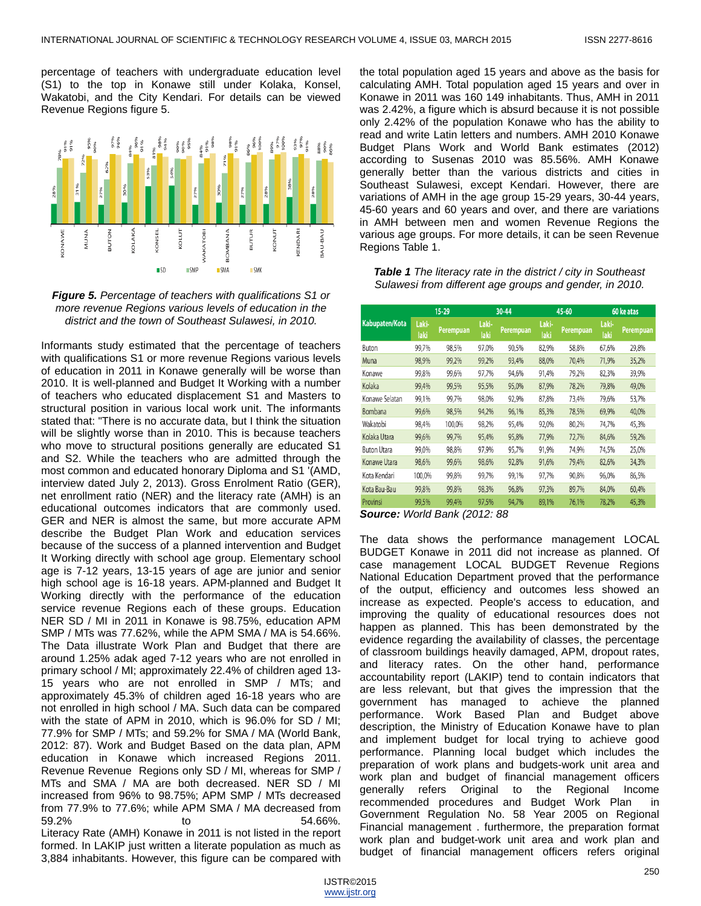percentage of teachers with undergraduate education level (S1) to the top in Konawe still under Kolaka, Konsel, Wakatobi, and the City Kendari. For details can be viewed Revenue Regions figure 5.

***Figure 5.*** *Percentage of teachers with qualifications S1 or more revenue Regions various levels of education in the district and the town of Southeast Sulawesi, in 2010.*

Informants study estimated that the percentage of teachers with qualifications S1 or more revenue Regions various levels of education in 2011 in Konawe generally will be worse than 2010. It is well-planned and Budget It Working with a number of teachers who educated displacement S1 and Masters to structural position in various local work unit. The informants stated that: "There is no accurate data, but I think the situation will be slightly worse than in 2010. This is because teachers who move to structural positions generally are educated S1 and S2. While the teachers who are admitted through the most common and educated honorary Diploma and S1 '(AMD, interview dated July 2, 2013). Gross Enrolment Ratio (GER), net enrollment ratio (NER) and the literacy rate (AMH) is an educational outcomes indicators that are commonly used. GER and NER is almost the same, but more accurate APM describe the Budget Plan Work and education services because of the success of a planned intervention and Budget It Working directly with school age group. Elementary school age is 7-12 years, 13-15 years of age are junior and senior high school age is 16-18 years. APM-planned and Budget It Working directly with the performance of the education service revenue Regions each of these groups. Education NER SD / MI in 2011 in Konawe is 98.75%, education APM SMP / MTs was 77.62%, while the APM SMA / MA is 54.66%. The Data illustrate Work Plan and Budget that there are around 1.25% adak aged 7-12 years who are not enrolled in primary school / MI; approximately 22.4% of children aged 13-15 years who are not enrolled in SMP / MTs; and approximately 45.3% of children aged 16-18 years who are not enrolled in high school / MA. Such data can be compared with the state of APM in 2010, which is 96.0% for SD / MI; 77.9% for SMP / MTs; and 59.2% for SMA / MA (World Bank, 2012: 87). Work and Budget Based on the data plan, APM education in Konawe which increased Regions 2011. Revenue Revenue Regions only SD / MI, whereas for SMP / MTs and SMA / MA are both decreased. NER SD / MI increased from 96% to 98.75%; APM SMP / MTs decreased from 77.9% to 77.6%; while APM SMA / MA decreased from 59.2% to 54.66%.
Literacy Rate (AMH) Konawe in 2011 is not listed in the report formed. In LAKIP just written a literate population as much as 3,884 inhabitants. However, this figure can be compared with the total population aged 15 years and above as the basis for calculating AMH. Total population aged 15 years and over in Konawe in 2011 was 160 149 inhabitants. Thus, AMH in 2011 was 2.42%, a figure which is absurd because it is not possible only 2.42% of the population Konawe who has the ability to read and write Latin letters and numbers. AMH 2010 Konawe Budget Plans Work and World Bank estimates (2012) according to Susenas 2010 was 85.56%. AMH Konawe generally better than the various districts and cities in Southeast Sulawesi, except Kendari. However, there are variations of AMH in the age group 15-29 years, 30-44 years, 45-60 years and 60 years and over, and there are variations in AMH between men and women Revenue Regions the various age groups. For more details, it can be seen Revenue Regions Table 1.

***Table 1*** *The literacy rate in the district / city in Southeast Sulawesi from different age groups and gender, in 2010.*

| Kabupaten/Kota | 15-29 | | 30-44 | | 45-60 | | 60 ke atas | |
|---|---|---|---|---|---|---|---|---|
| | Laki-laki | Perempuan | Laki-laki | Perempuan | Laki-laki | Perempuan | Laki-laki | Perempuan |
| Buton | 99,7% | 98,5% | 97,0% | 90,5% | 82,9% | 58,8% | 67,6% | 29,8% |
| Muna | 98,9% | 99,2% | 99,2% | 93,4% | 88,0% | 70,4% | 71,9% | 35,2% |
| Konawe | 99,8% | 99,6% | 97,7% | 94,6% | 91,4% | 79,2% | 82,3% | 39,9% |
| Kolaka | 99,4% | 99,5% | 95,5% | 95,0% | 87,9% | 78,2% | 79,8% | 49,0% |
| Konawe Selatan | 99,1% | 99,7% | 98,0% | 92,9% | 87,8% | 73,4% | 79,6% | 53,7% |
| Bombana | 99,6% | 98,5% | 94,2% | 96,1% | 85,3% | 78,5% | 69,9% | 40,0% |
| Wakatobi | 98,4% | 100,0% | 98,2% | 95,4% | 92,0% | 80,2% | 74,7% | 45,3% |
| Kolaka Utara | 99,6% | 99,7% | 95,4% | 95,8% | 77,9% | 72,7% | 84,6% | 59,2% |
| Buton Utara | 99,0% | 98,8% | 97,9% | 95,7% | 91,9% | 74,9% | 74,5% | 25,0% |
| Konawe Utara | 98,6% | 99,6% | 98,6% | 92,8% | 91,6% | 79,4% | 82,6% | 34,3% |
| Kota Kendari | 100,0% | 99,8% | 99,7% | 99,1% | 97,7% | 90,8% | 96,0% | 86,5% |
| Kota Bau-Bau | 99,8% | 99,8% | 98,3% | 96,8% | 97,3% | 89,7% | 84,0% | 60,4% |
| Provinsi | 99,5% | 99,4% | 97,5% | 94,7% | 89,1% | 76,1% | 78,2% | 45,3% |

***Source:*** World Bank (2012: 88

The data shows the performance management LOCAL BUDGET Konawe in 2011 did not increase as planned. Of case management LOCAL BUDGET Revenue Regions National Education Department proved that the performance of the output, efficiency and outcomes less showed an increase as expected. People's access to education, and improving the quality of educational resources does not happen as planned. This has been demonstrated by the evidence regarding the availability of classes, the percentage of classroom buildings heavily damaged, APM, dropout rates, and literacy rates. On the other hand, performance accountability report (LAKIP) tend to contain indicators that are less relevant, but that gives the impression that the government has managed to achieve the planned performance. Work Based Plan and Budget above description, the Ministry of Education Konawe have to plan and implement budget for local trying to achieve good performance. Planning local budget which includes the preparation of work plans and budgets-work unit area and work plan and budget of financial management officers generally refers Original to the Regional Income recommended procedures and Budget Work Plan in Government Regulation No. 58 Year 2005 on Regional Financial management . furthermore, the preparation format work plan and budget-work unit area and work plan and budget of financial management officers refers original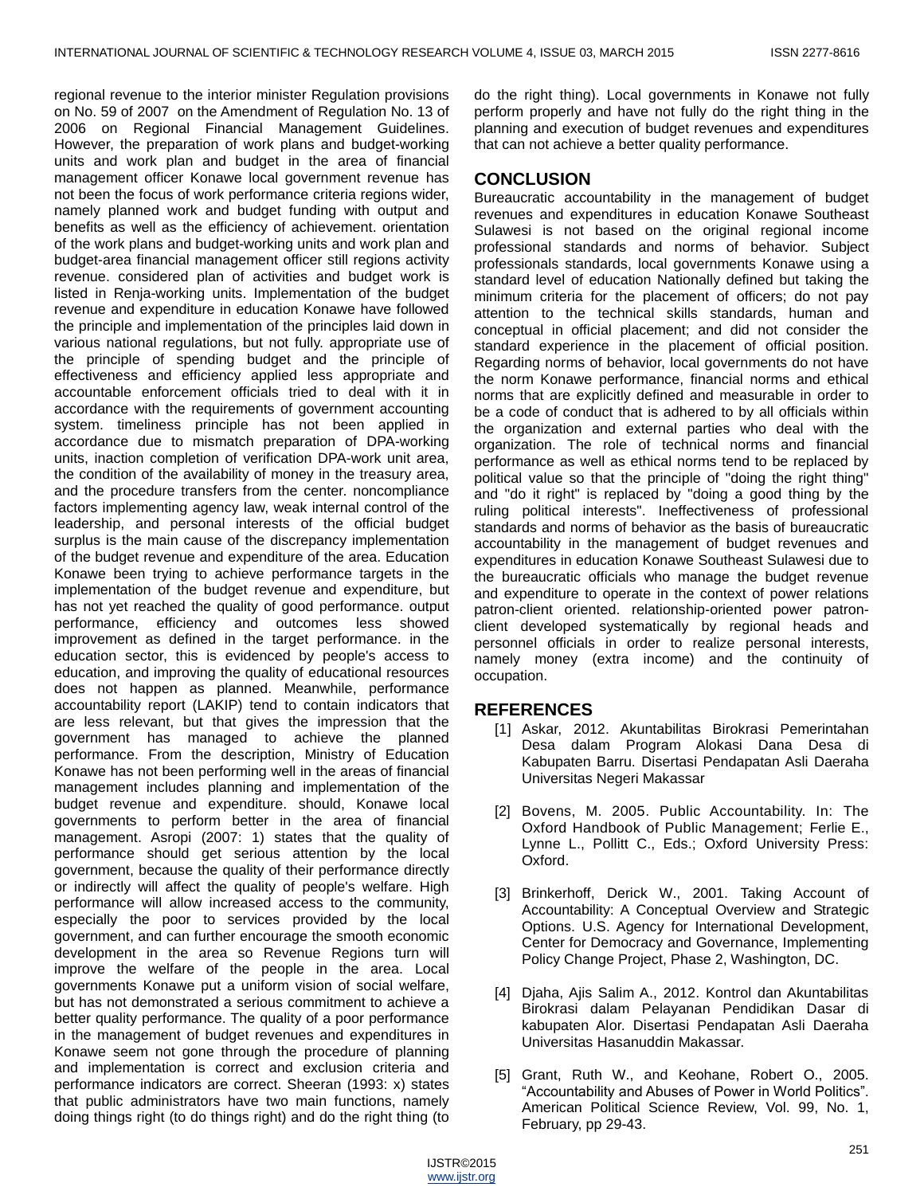regional revenue to the interior minister Regulation provisions on No. 59 of 2007 on the Amendment of Regulation No. 13 of 2006 on Regional Financial Management Guidelines. However, the preparation of work plans and budget-working units and work plan and budget in the area of financial management officer Konawe local government revenue has not been the focus of work performance criteria regions wider, namely planned work and budget funding with output and benefits as well as the efficiency of achievement. orientation of the work plans and budget-working units and work plan and budget-area financial management officer still regions activity revenue. considered plan of activities and budget work is listed in Renja-working units. Implementation of the budget revenue and expenditure in education Konawe have followed the principle and implementation of the principles laid down in various national regulations, but not fully. appropriate use of the principle of spending budget and the principle of effectiveness and efficiency applied less appropriate and accountable enforcement officials tried to deal with it in accordance with the requirements of government accounting system. timeliness principle has not been applied in accordance due to mismatch preparation of DPA-working units, inaction completion of verification DPA-work unit area, the condition of the availability of money in the treasury area, and the procedure transfers from the center. noncompliance factors implementing agency law, weak internal control of the leadership, and personal interests of the official budget surplus is the main cause of the discrepancy implementation of the budget revenue and expenditure of the area. Education Konawe been trying to achieve performance targets in the implementation of the budget revenue and expenditure, but has not yet reached the quality of good performance. output performance, efficiency and outcomes less showed improvement as defined in the target performance. in the education sector, this is evidenced by people's access to education, and improving the quality of educational resources does not happen as planned. Meanwhile, performance accountability report (LAKIP) tend to contain indicators that are less relevant, but that gives the impression that the government has managed to achieve the planned performance. From the description, Ministry of Education Konawe has not been performing well in the areas of financial management includes planning and implementation of the budget revenue and expenditure. should, Konawe local governments to perform better in the area of financial management. Asropi (2007: 1) states that the quality of performance should get serious attention by the local government, because the quality of their performance directly or indirectly will affect the quality of people's welfare. High performance will allow increased access to the community, especially the poor to services provided by the local government, and can further encourage the smooth economic development in the area so Revenue Regions turn will improve the welfare of the people in the area. Local governments Konawe put a uniform vision of social welfare, but has not demonstrated a serious commitment to achieve a better quality performance. The quality of a poor performance in the management of budget revenues and expenditures in Konawe seem not gone through the procedure of planning and implementation is correct and exclusion criteria and performance indicators are correct. Sheeran (1993: x) states that public administrators have two main functions, namely doing things right (to do things right) and do the right thing (to do the right thing). Local governments in Konawe not fully perform properly and have not fully do the right thing in the planning and execution of budget revenues and expenditures that can not achieve a better quality performance.

## CONCLUSION

Bureaucratic accountability in the management of budget revenues and expenditures in education Konawe Southeast Sulawesi is not based on the original regional income professional standards and norms of behavior. Subject professionals standards, local governments Konawe using a standard level of education Nationally defined but taking the minimum criteria for the placement of officers; do not pay attention to the technical skills standards, human and conceptual in official placement; and did not consider the standard experience in the placement of official position. Regarding norms of behavior, local governments do not have the norm Konawe performance, financial norms and ethical norms that are explicitly defined and measurable in order to be a code of conduct that is adhered to by all officials within the organization and external parties who deal with the organization. The role of technical norms and financial performance as well as ethical norms tend to be replaced by political value so that the principle of "doing the right thing" and "do it right" is replaced by "doing a good thing by the ruling political interests". Ineffectiveness of professional standards and norms of behavior as the basis of bureaucratic accountability in the management of budget revenues and expenditures in education Konawe Southeast Sulawesi due to the bureaucratic officials who manage the budget revenue and expenditure to operate in the context of power relations patron-client oriented. relationship-oriented power patron-client developed systematically by regional heads and personnel officials in order to realize personal interests, namely money (extra income) and the continuity of occupation.

## REFERENCES

[1] Askar, 2012. Akuntabilitas Birokrasi Pemerintahan Desa dalam Program Alokasi Dana Desa di Kabupaten Barru. Disertasi Pendapatan Asli Daeraha Universitas Negeri Makassar

[2] Bovens, M. 2005. Public Accountability. In: The Oxford Handbook of Public Management; Ferlie E., Lynne L., Pollitt C., Eds.; Oxford University Press: Oxford.

[3] Brinkerhoff, Derick W., 2001. Taking Account of Accountability: A Conceptual Overview and Strategic Options. U.S. Agency for International Development, Center for Democracy and Governance, Implementing Policy Change Project, Phase 2, Washington, DC.

[4] Djaha, Ajis Salim A., 2012. Kontrol dan Akuntabilitas Birokrasi dalam Pelayanan Pendidikan Dasar di kabupaten Alor. Disertasi Pendapatan Asli Daeraha Universitas Hasanuddin Makassar.

[5] Grant, Ruth W., and Keohane, Robert O., 2005. "Accountability and Abuses of Power in World Politics". American Political Science Review, Vol. 99, No. 1, February, pp 29-43.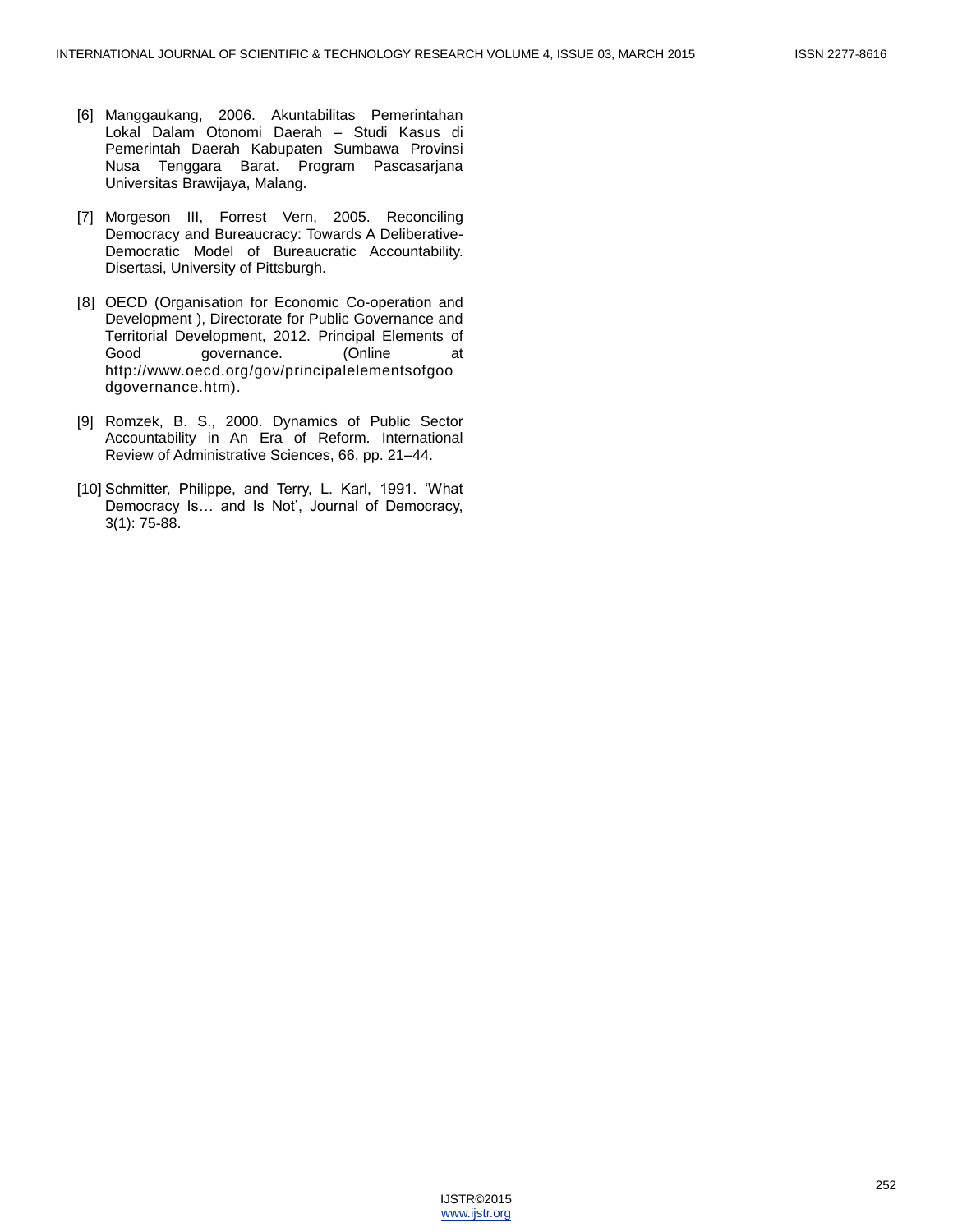[6] Manggaukang, 2006. Akuntabilitas Pemerintahan Lokal Dalam Otonomi Daerah – Studi Kasus di Pemerintah Daerah Kabupaten Sumbawa Provinsi Nusa Tenggara Barat. Program Pascasarjana Universitas Brawijaya, Malang.

[7] Morgeson III, Forrest Vern, 2005. Reconciling Democracy and Bureaucracy: Towards A Deliberative-Democratic Model of Bureaucratic Accountability. Disertasi, University of Pittsburgh.

[8] OECD (Organisation for Economic Co-operation and Development ), Directorate for Public Governance and Territorial Development, 2012. Principal Elements of Good governance. (Online at http://www.oecd.org/gov/principalelementsofgoodgovernance.htm).

[9] Romzek, B. S., 2000. Dynamics of Public Sector Accountability in An Era of Reform. International Review of Administrative Sciences, 66, pp. 21–44.

[10] Schmitter, Philippe, and Terry, L. Karl, 1991. 'What Democracy Is… and Is Not', Journal of Democracy, 3(1): 75-88.